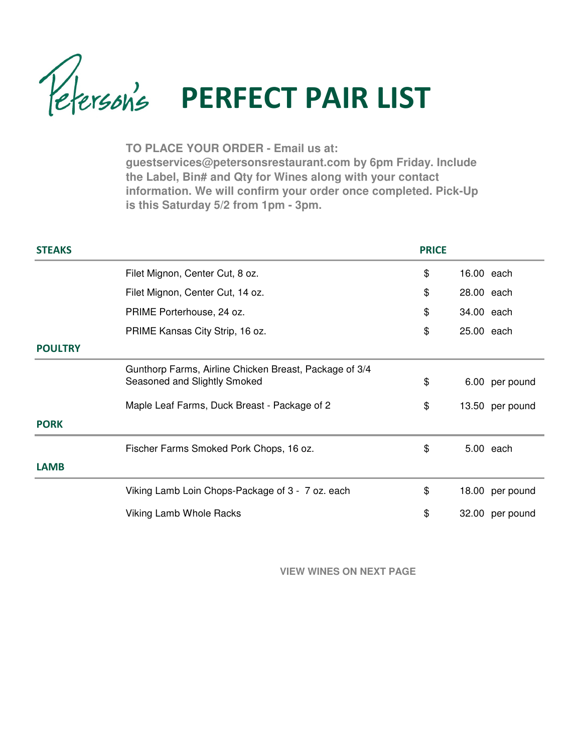# Peterson's PERFECT PAIR LIST

**TO PLACE YOUR ORDER - Email us at: guestservices@petersonsrestaurant.com by 6pm Friday. Include the Label, Bin# and Qty for Wines along with your contact information. We will confirm your order once completed. Pick-Up is this Saturday 5/2 from 1pm - 3pm.**

| | | PRICE | | |
|---|---|---|---|---|
| **STEAKS** | | | | |
| | Filet Mignon, Center Cut, 8 oz. | $ | 16.00 | each |
| | Filet Mignon, Center Cut, 14 oz. | $ | 28.00 | each |
| | PRIME Porterhouse, 24 oz. | $ | 34.00 | each |
| | PRIME Kansas City Strip, 16 oz. | $ | 25.00 | each |
| **POULTRY** | | | | |
| | Gunthorp Farms, Airline Chicken Breast, Package of 3/4 Seasoned and Slightly Smoked | $ | 6.00 | per pound |
| | Maple Leaf Farms, Duck Breast - Package of 2 | $ | 13.50 | per pound |
| **PORK** | | | | |
| | Fischer Farms Smoked Pork Chops, 16 oz. | $ | 5.00 | each |
| **LAMB** | | | | |
| | Viking Lamb Loin Chops-Package of 3 - 7 oz. each | $ | 18.00 | per pound |
| | Viking Lamb Whole Racks | $ | 32.00 | per pound |

**VIEW WINES ON NEXT PAGE**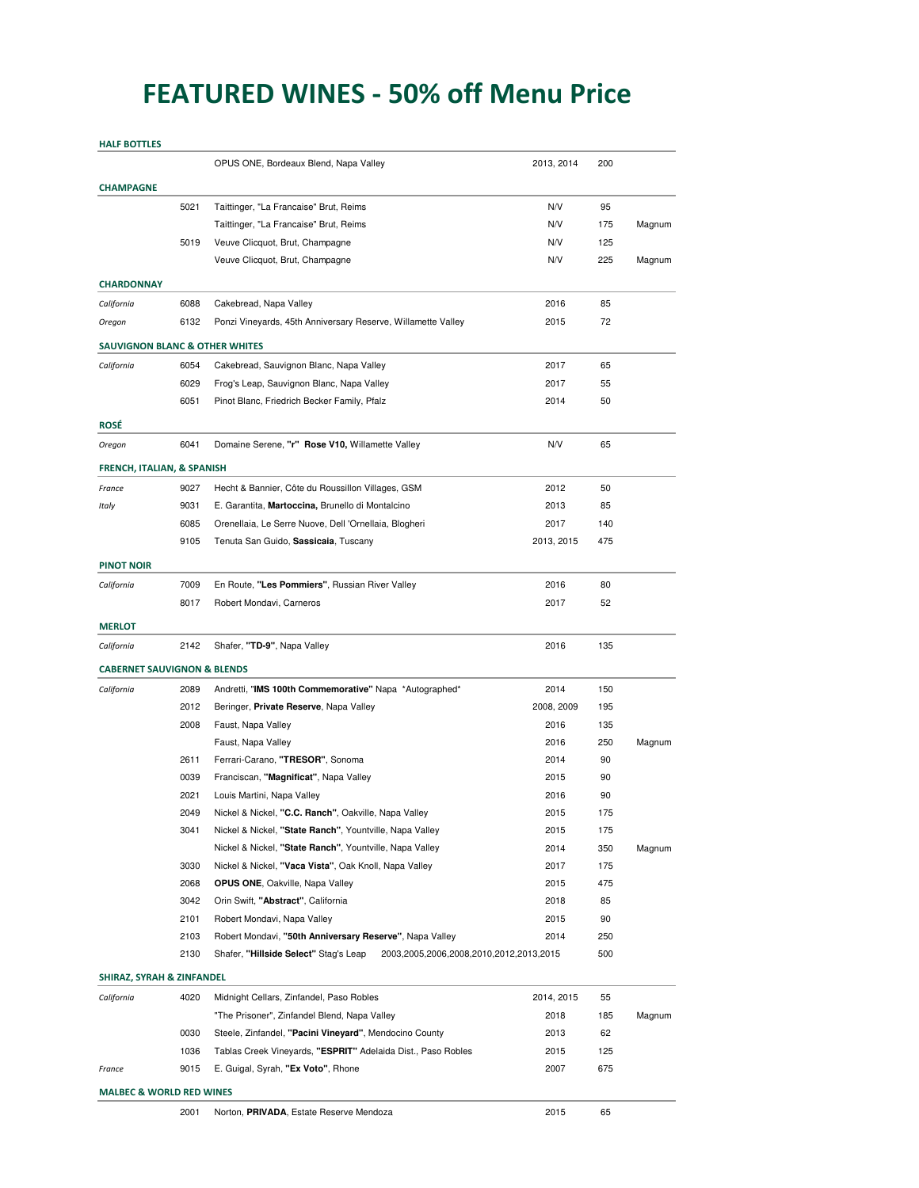# FEATURED WINES - 50% off Menu Price

| | | | | | |
|---|---|---|---|---|---|
| **HALF BOTTLES** | | | | | |
| | | OPUS ONE, Bordeaux Blend, Napa Valley | 2013, 2014 | 200 | |
| **CHAMPAGNE** | | | | | |
| | 5021 | Taittinger, "La Francaise" Brut, Reims | N/V | 95 | |
| | | Taittinger, "La Francaise" Brut, Reims | N/V | 175 | Magnum |
| | 5019 | Veuve Clicquot, Brut, Champagne | N/V | 125 | |
| | | Veuve Clicquot, Brut, Champagne | N/V | 225 | Magnum |
| **CHARDONNAY** | | | | | |
| *California* | 6088 | Cakebread, Napa Valley | 2016 | 85 | |
| *Oregon* | 6132 | Ponzi Vineyards, 45th Anniversary Reserve, Willamette Valley | 2015 | 72 | |
| **SAUVIGNON BLANC & OTHER WHITES** | | | | | |
| *California* | 6054 | Cakebread, Sauvignon Blanc, Napa Valley | 2017 | 65 | |
| | 6029 | Frog's Leap, Sauvignon Blanc, Napa Valley | 2017 | 55 | |
| | 6051 | Pinot Blanc, Friedrich Becker Family, Pfalz | 2014 | 50 | |
| **ROSÉ** | | | | | |
| *Oregon* | 6041 | Domaine Serene, **"r" Rose V10,** Willamette Valley | N/V | 65 | |
| **FRENCH, ITALIAN, & SPANISH** | | | | | |
| *France* | 9027 | Hecht & Bannier, Côte du Roussillon Villages, GSM | 2012 | 50 | |
| *Italy* | 9031 | E. Garantita, **Martoccina,** Brunello di Montalcino | 2013 | 85 | |
| | 6085 | Orenellaia, Le Serre Nuove, Dell 'Ornellaia, Blogheri | 2017 | 140 | |
| | 9105 | Tenuta San Guido, **Sassicaia**, Tuscany | 2013, 2015 | 475 | |
| **PINOT NOIR** | | | | | |
| *California* | 7009 | En Route, **"Les Pommiers"**, Russian River Valley | 2016 | 80 | |
| | 8017 | Robert Mondavi, Carneros | 2017 | 52 | |
| **MERLOT** | | | | | |
| *California* | 2142 | Shafer, **"TD-9"**, Napa Valley | 2016 | 135 | |
| **CABERNET SAUVIGNON & BLENDS** | | | | | |
| *California* | 2089 | Andretti, "**IMS 100th Commemorative"** Napa *Autographed* | 2014 | 150 | |
| | 2012 | Beringer, **Private Reserve**, Napa Valley | 2008, 2009 | 195 | |
| | 2008 | Faust, Napa Valley | 2016 | 135 | |
| | | Faust, Napa Valley | 2016 | 250 | Magnum |
| | 2611 | Ferrari-Carano, **"TRESOR"**, Sonoma | 2014 | 90 | |
| | 0039 | Franciscan, **"Magnificat"**, Napa Valley | 2015 | 90 | |
| | 2021 | Louis Martini, Napa Valley | 2016 | 90 | |
| | 2049 | Nickel & Nickel, **"C.C. Ranch"**, Oakville, Napa Valley | 2015 | 175 | |
| | 3041 | Nickel & Nickel, **"State Ranch"**, Yountville, Napa Valley | 2015 | 175 | |
| | | Nickel & Nickel, **"State Ranch"**, Yountville, Napa Valley | 2014 | 350 | Magnum |
| | 3030 | Nickel & Nickel, **"Vaca Vista"**, Oak Knoll, Napa Valley | 2017 | 175 | |
| | 2068 | **OPUS ONE**, Oakville, Napa Valley | 2015 | 475 | |
| | 3042 | Orin Swift, **"Abstract"**, California | 2018 | 85 | |
| | 2101 | Robert Mondavi, Napa Valley | 2015 | 90 | |
| | 2103 | Robert Mondavi, **"50th Anniversary Reserve"**, Napa Valley | 2014 | 250 | |
| | 2130 | Shafer, **"Hillside Select"** Stag's Leap | 2003,2005,2006,2008,2010,2012,2013,2015 | 500 | |
| **SHIRAZ, SYRAH & ZINFANDEL** | | | | | |
| *California* | 4020 | Midnight Cellars, Zinfandel, Paso Robles | 2014, 2015 | 55 | |
| | | "The Prisoner", Zinfandel Blend, Napa Valley | 2018 | 185 | Magnum |
| | 0030 | Steele, Zinfandel, **"Pacini Vineyard"**, Mendocino County | 2013 | 62 | |
| | 1036 | Tablas Creek Vineyards, **"ESPRIT"** Adelaida Dist., Paso Robles | 2015 | 125 | |
| *France* | 9015 | E. Guigal, Syrah, **"Ex Voto"**, Rhone | 2007 | 675 | |
| **MALBEC & WORLD RED WINES** | | | | | |
| | 2001 | Norton, **PRIVADA**, Estate Reserve Mendoza | 2015 | 65 | |